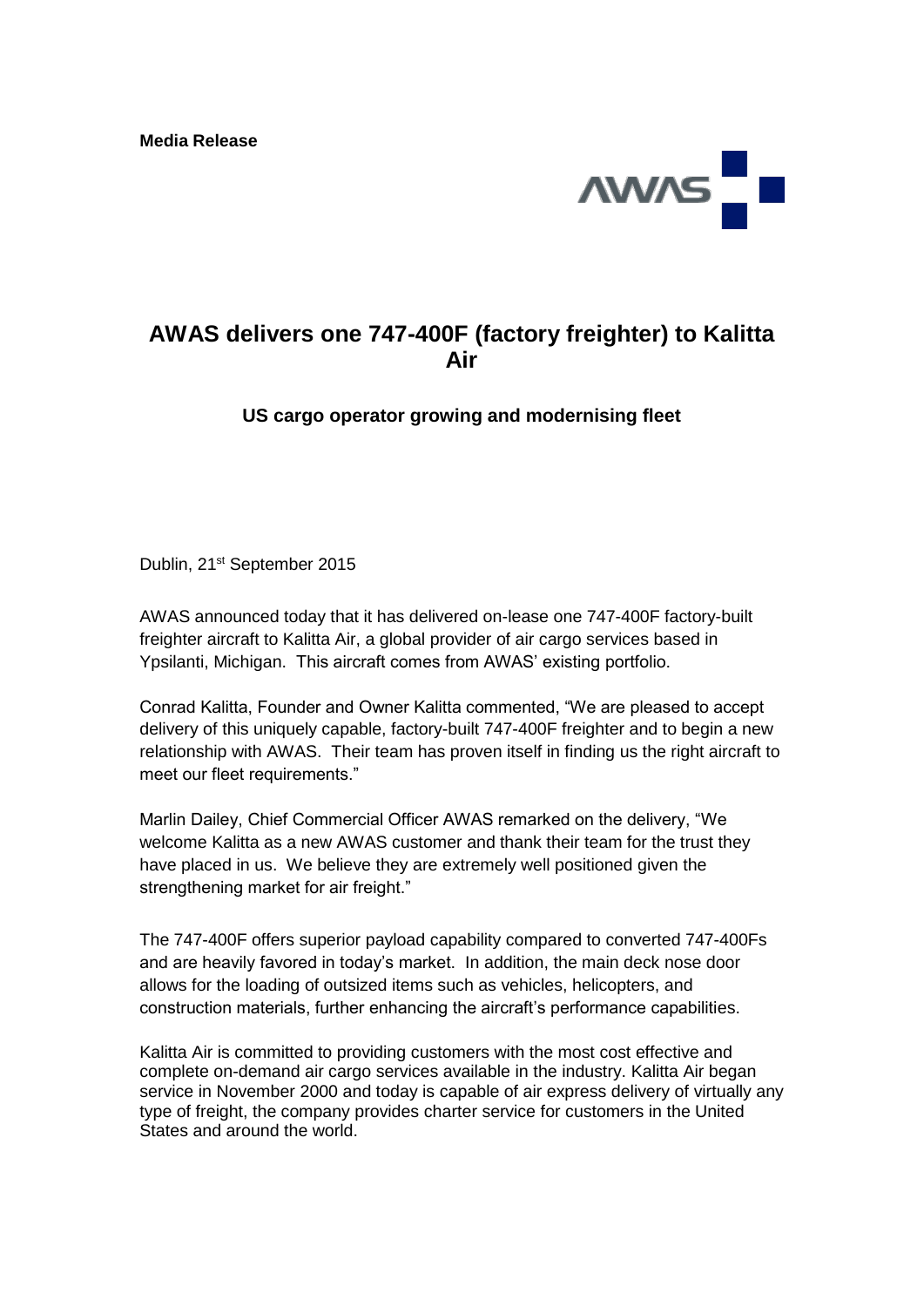**Media Release**

# AWAS delivers one 747-400F (factory freighter) to Kalitta Air

## US cargo operator growing and modernising fleet

Dublin, 21st September 2015

AWAS announced today that it has delivered on-lease one 747-400F factory-built freighter aircraft to Kalitta Air, a global provider of air cargo services based in Ypsilanti, Michigan. This aircraft comes from AWAS' existing portfolio.

Conrad Kalitta, Founder and Owner Kalitta commented, "We are pleased to accept delivery of this uniquely capable, factory-built 747-400F freighter and to begin a new relationship with AWAS. Their team has proven itself in finding us the right aircraft to meet our fleet requirements."

Marlin Dailey, Chief Commercial Officer AWAS remarked on the delivery, "We welcome Kalitta as a new AWAS customer and thank their team for the trust they have placed in us. We believe they are extremely well positioned given the strengthening market for air freight."

The 747-400F offers superior payload capability compared to converted 747-400Fs and are heavily favored in today's market. In addition, the main deck nose door allows for the loading of outsized items such as vehicles, helicopters, and construction materials, further enhancing the aircraft's performance capabilities.

Kalitta Air is committed to providing customers with the most cost effective and complete on-demand air cargo services available in the industry. Kalitta Air began service in November 2000 and today is capable of air express delivery of virtually any type of freight, the company provides charter service for customers in the United States and around the world.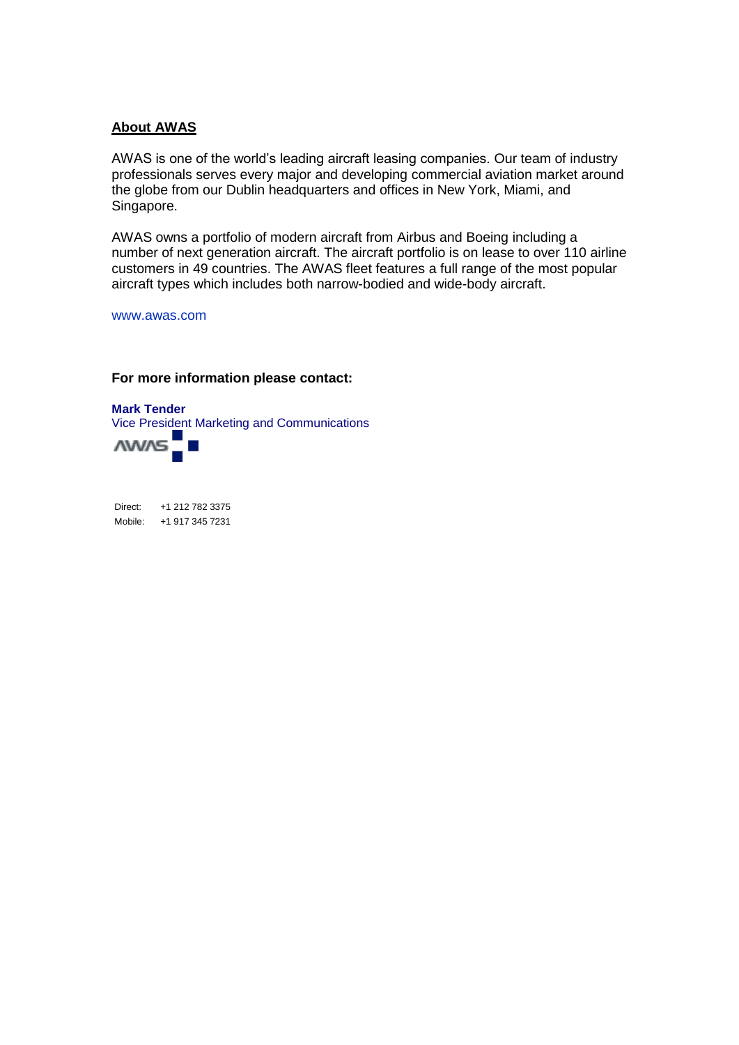## About AWAS

AWAS is one of the world's leading aircraft leasing companies. Our team of industry professionals serves every major and developing commercial aviation market around the globe from our Dublin headquarters and offices in New York, Miami, and Singapore.

AWAS owns a portfolio of modern aircraft from Airbus and Boeing including a number of next generation aircraft. The aircraft portfolio is on lease to over 110 airline customers in 49 countries. The AWAS fleet features a full range of the most popular aircraft types which includes both narrow-bodied and wide-body aircraft.

www.awas.com

**For more information please contact:**

**Mark Tender**
Vice President Marketing and Communications
AWAS

Direct: +1 212 782 3375
Mobile: +1 917 345 7231